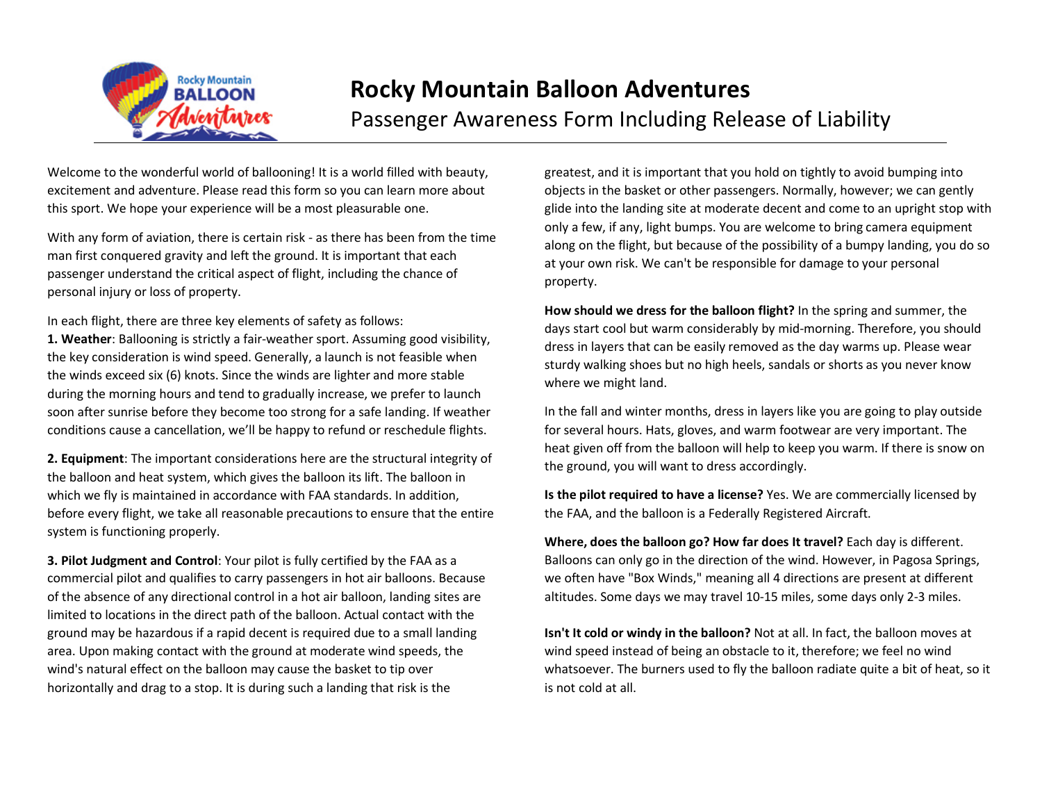# Rocky Mountain Balloon Adventures

## Passenger Awareness Form Including Release of Liability

Welcome to the wonderful world of ballooning! It is a world filled with beauty, excitement and adventure. Please read this form so you can learn more about this sport. We hope your experience will be a most pleasurable one.

With any form of aviation, there is certain risk - as there has been from the time man first conquered gravity and left the ground. It is important that each passenger understand the critical aspect of flight, including the chance of personal injury or loss of property.

In each flight, there are three key elements of safety as follows:

**1. Weather**: Ballooning is strictly a fair-weather sport. Assuming good visibility, the key consideration is wind speed. Generally, a launch is not feasible when the winds exceed six (6) knots. Since the winds are lighter and more stable during the morning hours and tend to gradually increase, we prefer to launch soon after sunrise before they become too strong for a safe landing. If weather conditions cause a cancellation, we'll be happy to refund or reschedule flights.

**2. Equipment**: The important considerations here are the structural integrity of the balloon and heat system, which gives the balloon its lift. The balloon in which we fly is maintained in accordance with FAA standards. In addition, before every flight, we take all reasonable precautions to ensure that the entire system is functioning properly.

**3. Pilot Judgment and Control**: Your pilot is fully certified by the FAA as a commercial pilot and qualifies to carry passengers in hot air balloons. Because of the absence of any directional control in a hot air balloon, landing sites are limited to locations in the direct path of the balloon. Actual contact with the ground may be hazardous if a rapid decent is required due to a small landing area. Upon making contact with the ground at moderate wind speeds, the wind's natural effect on the balloon may cause the basket to tip over horizontally and drag to a stop. It is during such a landing that risk is the greatest, and it is important that you hold on tightly to avoid bumping into objects in the basket or other passengers. Normally, however; we can gently glide into the landing site at moderate decent and come to an upright stop with only a few, if any, light bumps. You are welcome to bring camera equipment along on the flight, but because of the possibility of a bumpy landing, you do so at your own risk. We can't be responsible for damage to your personal property.

**How should we dress for the balloon flight?** In the spring and summer, the days start cool but warm considerably by mid-morning. Therefore, you should dress in layers that can be easily removed as the day warms up. Please wear sturdy walking shoes but no high heels, sandals or shorts as you never know where we might land.

In the fall and winter months, dress in layers like you are going to play outside for several hours. Hats, gloves, and warm footwear are very important. The heat given off from the balloon will help to keep you warm. If there is snow on the ground, you will want to dress accordingly.

**Is the pilot required to have a license?** Yes. We are commercially licensed by the FAA, and the balloon is a Federally Registered Aircraft.

**Where, does the balloon go? How far does It travel?** Each day is different. Balloons can only go in the direction of the wind. However, in Pagosa Springs, we often have "Box Winds," meaning all 4 directions are present at different altitudes. Some days we may travel 10-15 miles, some days only 2-3 miles.

**Isn't It cold or windy in the balloon?** Not at all. In fact, the balloon moves at wind speed instead of being an obstacle to it, therefore; we feel no wind whatsoever. The burners used to fly the balloon radiate quite a bit of heat, so it is not cold at all.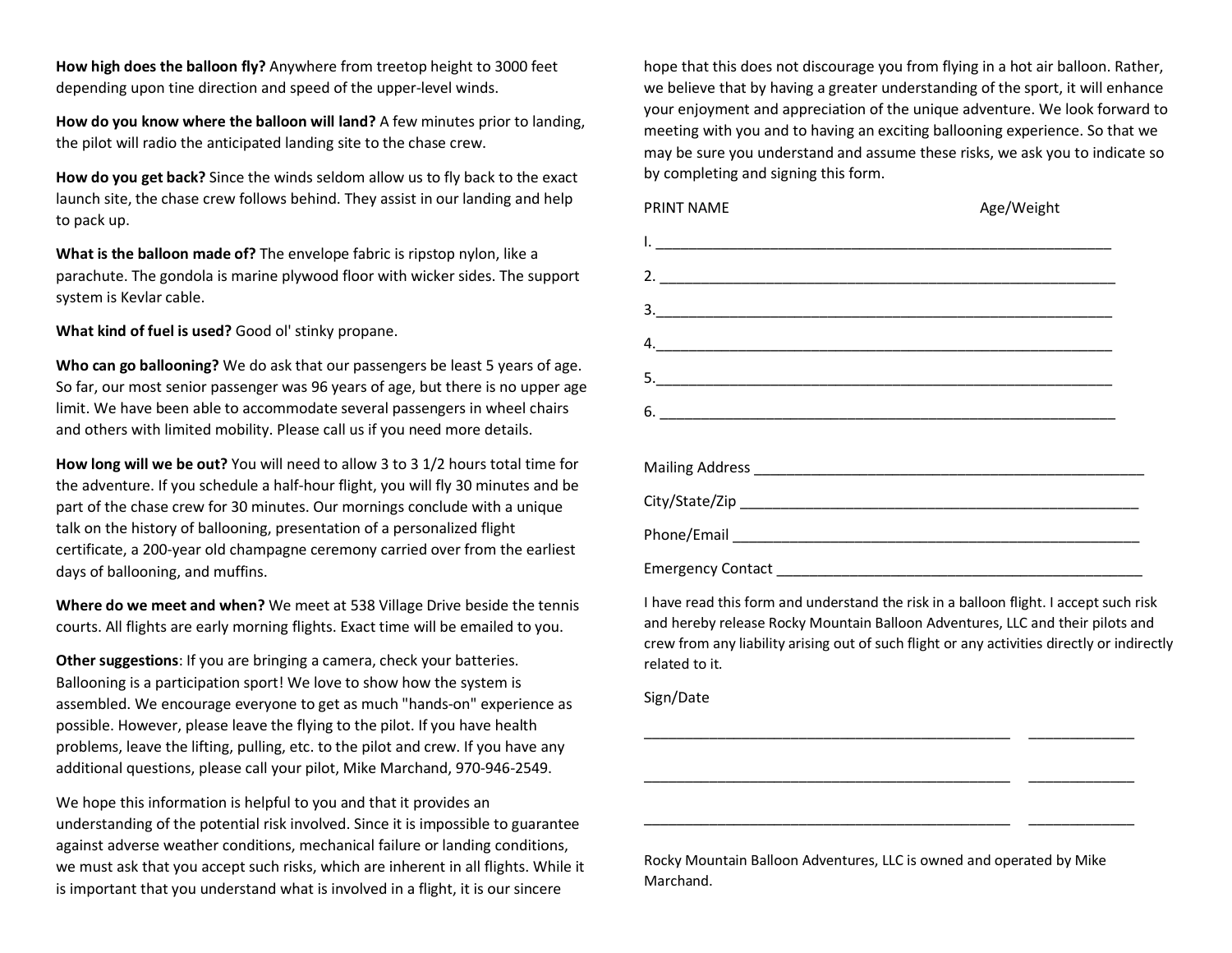**How high does the balloon fly?** Anywhere from treetop height to 3000 feet depending upon tine direction and speed of the upper-level winds.

**How do you know where the balloon will land?** A few minutes prior to landing, the pilot will radio the anticipated landing site to the chase crew.

**How do you get back?** Since the winds seldom allow us to fly back to the exact launch site, the chase crew follows behind. They assist in our landing and help to pack up.

**What is the balloon made of?** The envelope fabric is ripstop nylon, like a parachute. The gondola is marine plywood floor with wicker sides. The support system is Kevlar cable.

**What kind of fuel is used?** Good ol' stinky propane.

**Who can go ballooning?** We do ask that our passengers be least 5 years of age. So far, our most senior passenger was 96 years of age, but there is no upper age limit. We have been able to accommodate several passengers in wheel chairs and others with limited mobility. Please call us if you need more details.

**How long will we be out?** You will need to allow 3 to 3 1/2 hours total time for the adventure. If you schedule a half-hour flight, you will fly 30 minutes and be part of the chase crew for 30 minutes. Our mornings conclude with a unique talk on the history of ballooning, presentation of a personalized flight certificate, a 200-year old champagne ceremony carried over from the earliest days of ballooning, and muffins.

**Where do we meet and when?** We meet at 538 Village Drive beside the tennis courts. All flights are early morning flights. Exact time will be emailed to you.

**Other suggestions**: If you are bringing a camera, check your batteries. Ballooning is a participation sport! We love to show how the system is assembled. We encourage everyone to get as much "hands-on" experience as possible. However, please leave the flying to the pilot. If you have health problems, leave the lifting, pulling, etc. to the pilot and crew. If you have any additional questions, please call your pilot, Mike Marchand, 970-946-2549.

We hope this information is helpful to you and that it provides an understanding of the potential risk involved. Since it is impossible to guarantee against adverse weather conditions, mechanical failure or landing conditions, we must ask that you accept such risks, which are inherent in all flights. While it is important that you understand what is involved in a flight, it is our sincere hope that this does not discourage you from flying in a hot air balloon. Rather, we believe that by having a greater understanding of the sport, it will enhance your enjoyment and appreciation of the unique adventure. We look forward to meeting with you and to having an exciting ballooning experience. So that we may be sure you understand and assume these risks, we ask you to indicate so by completing and signing this form.

PRINT NAME Age/Weight

I. ____________________________________________________________

2. ____________________________________________________________

3.____________________________________________________________

4.____________________________________________________________

5.____________________________________________________________

6. ____________________________________________________________

Mailing Address ____________________________________________________

City/State/Zip ____________________________________________________

Phone/Email _____________________________________________________

Emergency Contact ________________________________________________

I have read this form and understand the risk in a balloon flight. I accept such risk and hereby release Rocky Mountain Balloon Adventures, LLC and their pilots and crew from any liability arising out of such flight or any activities directly or indirectly related to it.

Sign/Date

_______________________________________________ _____________

_______________________________________________ _____________

_______________________________________________ _____________

Rocky Mountain Balloon Adventures, LLC is owned and operated by Mike Marchand.